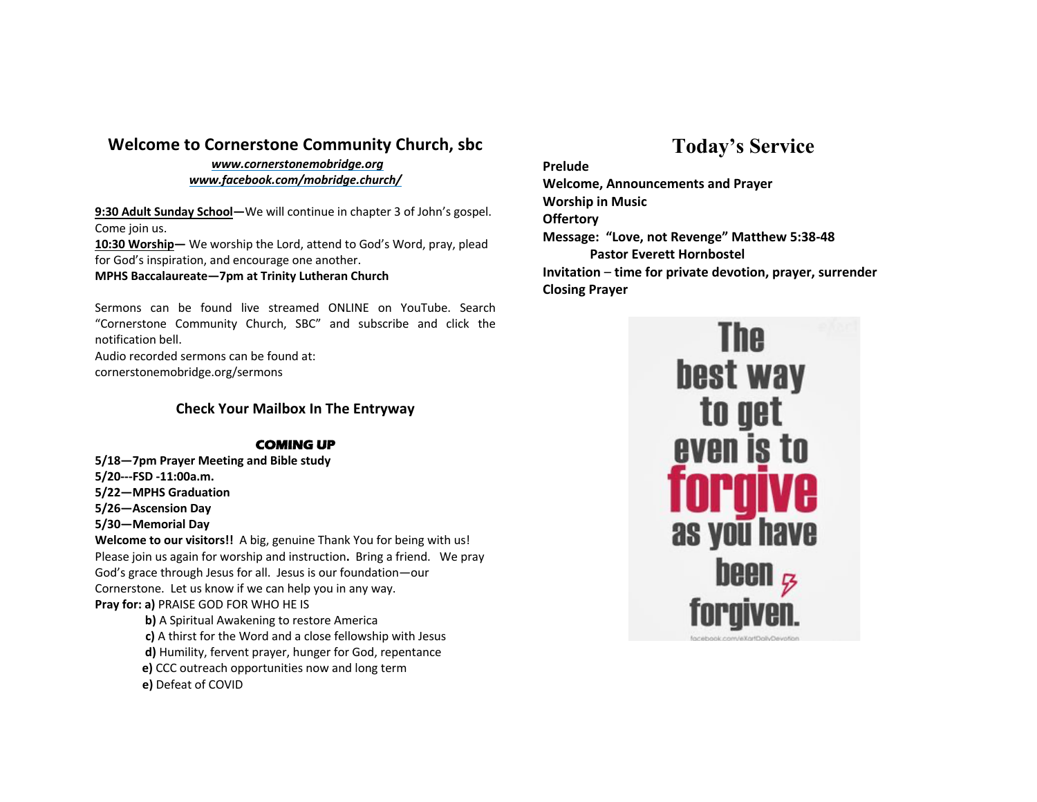## Welcome to Cornerstone Community Church, sbc

***www.cornerstonemobridge.org***
***www.facebook.com/mobridge.church/***

**9:30 Adult Sunday School—**We will continue in chapter 3 of John's gospel. Come join us.
**10:30 Worship—** We worship the Lord, attend to God's Word, pray, plead for God's inspiration, and encourage one another.
**MPHS Baccalaureate—7pm at Trinity Lutheran Church**

Sermons can be found live streamed ONLINE on YouTube. Search "Cornerstone Community Church, SBC" and subscribe and click the notification bell.
Audio recorded sermons can be found at:
cornerstonemobridge.org/sermons

### Check Your Mailbox In The Entryway

### COMING UP

**5/18—7pm Prayer Meeting and Bible study**
**5/20---FSD -11:00a.m.**
**5/22—MPHS Graduation**
**5/26—Ascension Day**
**5/30—Memorial Day**

**Welcome to our visitors!!** A big, genuine Thank You for being with us! Please join us again for worship and instruction**.** Bring a friend. We pray God's grace through Jesus for all. Jesus is our foundation—our Cornerstone. Let us know if we can help you in any way.

**Pray for: a)** PRAISE GOD FOR WHO HE IS
**b)** A Spiritual Awakening to restore America
**c)** A thirst for the Word and a close fellowship with Jesus
**d)** Humility, fervent prayer, hunger for God, repentance
**e)** CCC outreach opportunities now and long term
**e)** Defeat of COVID

## Today's Service

**Prelude**
**Welcome, Announcements and Prayer**
**Worship in Music**
**Offertory**
**Message: "Love, not Revenge" Matthew 5:38-48**
**Pastor Everett Hornbostel**
**Invitation – time for private devotion, prayer, surrender**
**Closing Prayer**

The best way to get even is to forgive as you have been forgiven.

facebook.com/eXartDailyDevotion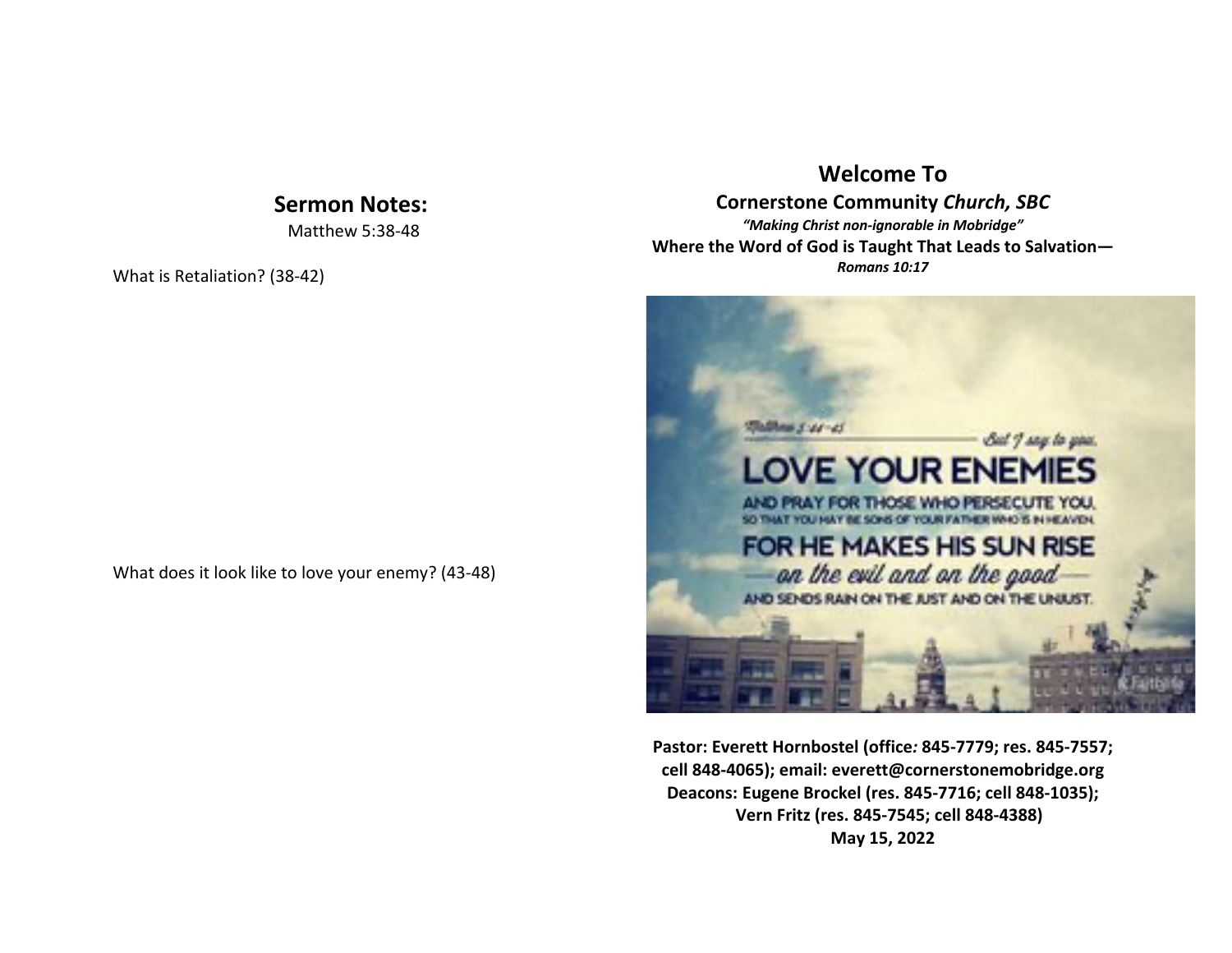## Sermon Notes:

Matthew 5:38-48

What is Retaliation? (38-42)

What does it look like to love your enemy? (43-48)

# Welcome To

## Cornerstone Community *Church, SBC*

***"Making Christ non-ignorable in Mobridge"***

**Where the Word of God is Taught That Leads to Salvation—**

***Romans 10:17***

**Pastor: Everett Hornbostel (office: 845-7779; res. 845-7557; cell 848-4065); email: everett@cornerstonemobridge.org**
**Deacons: Eugene Brockel (res. 845-7716; cell 848-1035); Vern Fritz (res. 845-7545; cell 848-4388)**
**May 15, 2022**